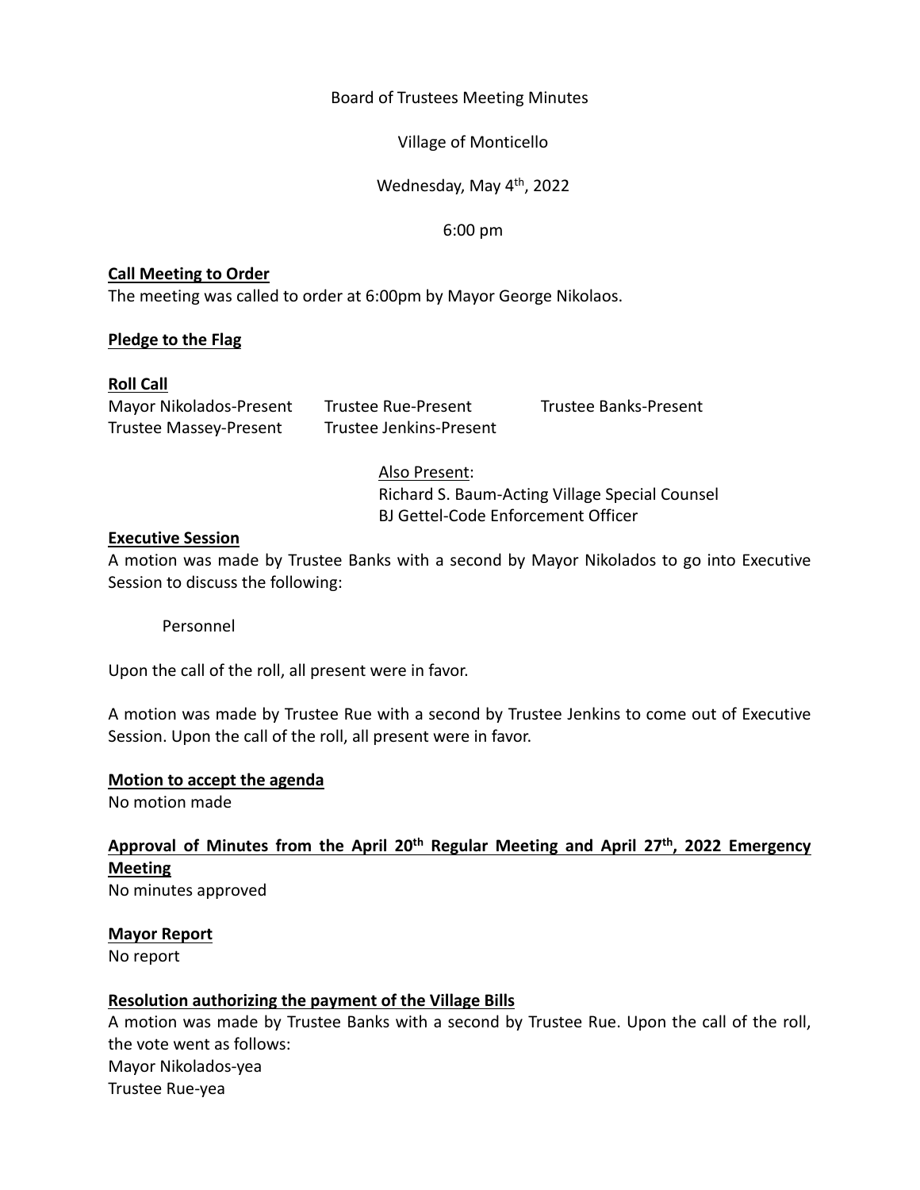Board of Trustees Meeting Minutes

Village of Monticello

Wednesday, May 4th, 2022

6:00 pm

**Call Meeting to Order**

The meeting was called to order at 6:00pm by Mayor George Nikolaos.

**Pledge to the Flag**

**Roll Call**

Mayor Nikolados-Present　Trustee Rue-Present　Trustee Banks-Present
Trustee Massey-Present　Trustee Jenkins-Present

Also Present:
Richard S. Baum-Acting Village Special Counsel
BJ Gettel-Code Enforcement Officer

**Executive Session**

A motion was made by Trustee Banks with a second by Mayor Nikolados to go into Executive Session to discuss the following:

Personnel

Upon the call of the roll, all present were in favor.

A motion was made by Trustee Rue with a second by Trustee Jenkins to come out of Executive Session. Upon the call of the roll, all present were in favor.

**Motion to accept the agenda**

No motion made

**Approval of Minutes from the April 20th Regular Meeting and April 27th, 2022 Emergency Meeting**

No minutes approved

**Mayor Report**

No report

**Resolution authorizing the payment of the Village Bills**

A motion was made by Trustee Banks with a second by Trustee Rue. Upon the call of the roll, the vote went as follows:
Mayor Nikolados-yea
Trustee Rue-yea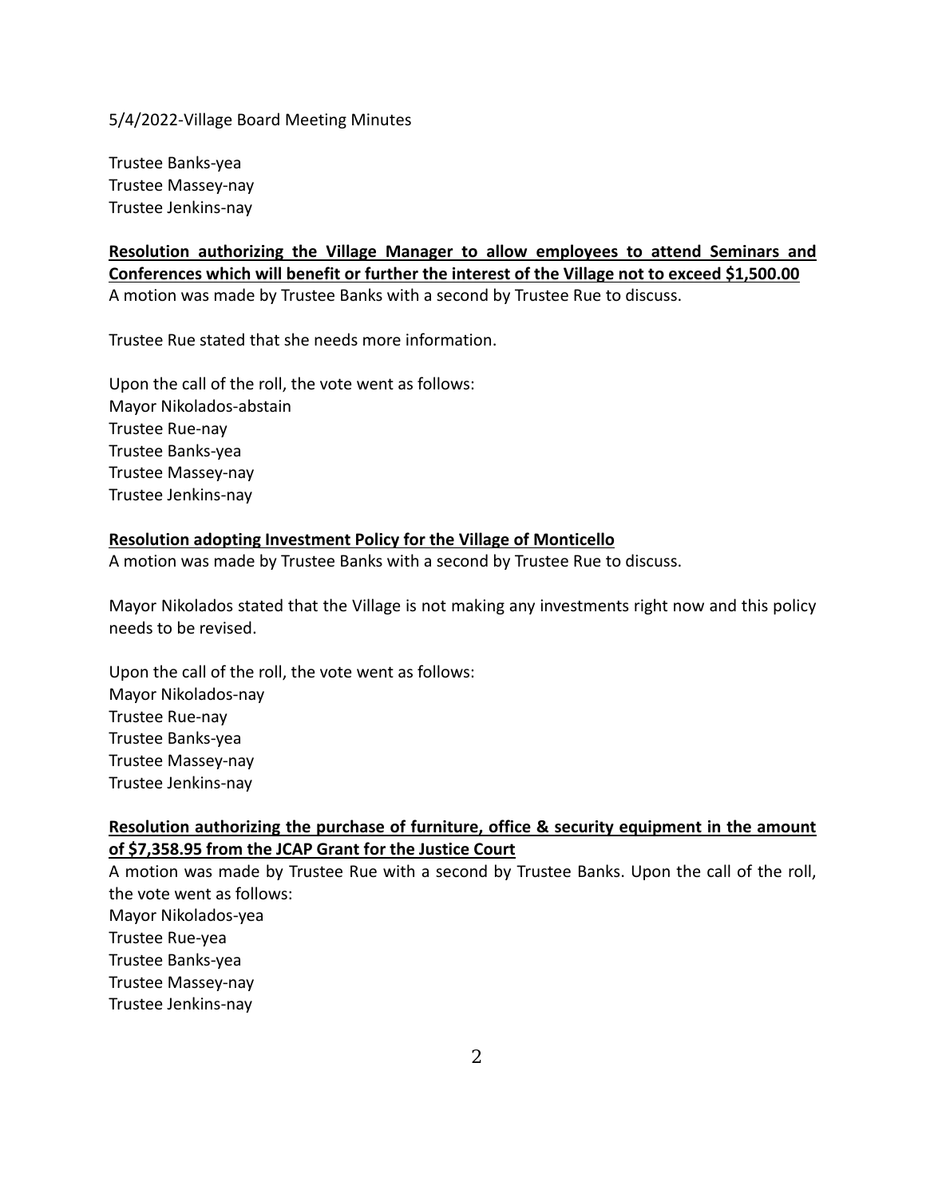5/4/2022-Village Board Meeting Minutes

Trustee Banks-yea
Trustee Massey-nay
Trustee Jenkins-nay

**Resolution authorizing the Village Manager to allow employees to attend Seminars and Conferences which will benefit or further the interest of the Village not to exceed $1,500.00**

A motion was made by Trustee Banks with a second by Trustee Rue to discuss.

Trustee Rue stated that she needs more information.

Upon the call of the roll, the vote went as follows:
Mayor Nikolados-abstain
Trustee Rue-nay
Trustee Banks-yea
Trustee Massey-nay
Trustee Jenkins-nay

**Resolution adopting Investment Policy for the Village of Monticello**

A motion was made by Trustee Banks with a second by Trustee Rue to discuss.

Mayor Nikolados stated that the Village is not making any investments right now and this policy needs to be revised.

Upon the call of the roll, the vote went as follows:
Mayor Nikolados-nay
Trustee Rue-nay
Trustee Banks-yea
Trustee Massey-nay
Trustee Jenkins-nay

**Resolution authorizing the purchase of furniture, office & security equipment in the amount of $7,358.95 from the JCAP Grant for the Justice Court**

A motion was made by Trustee Rue with a second by Trustee Banks. Upon the call of the roll, the vote went as follows:
Mayor Nikolados-yea
Trustee Rue-yea
Trustee Banks-yea
Trustee Massey-nay
Trustee Jenkins-nay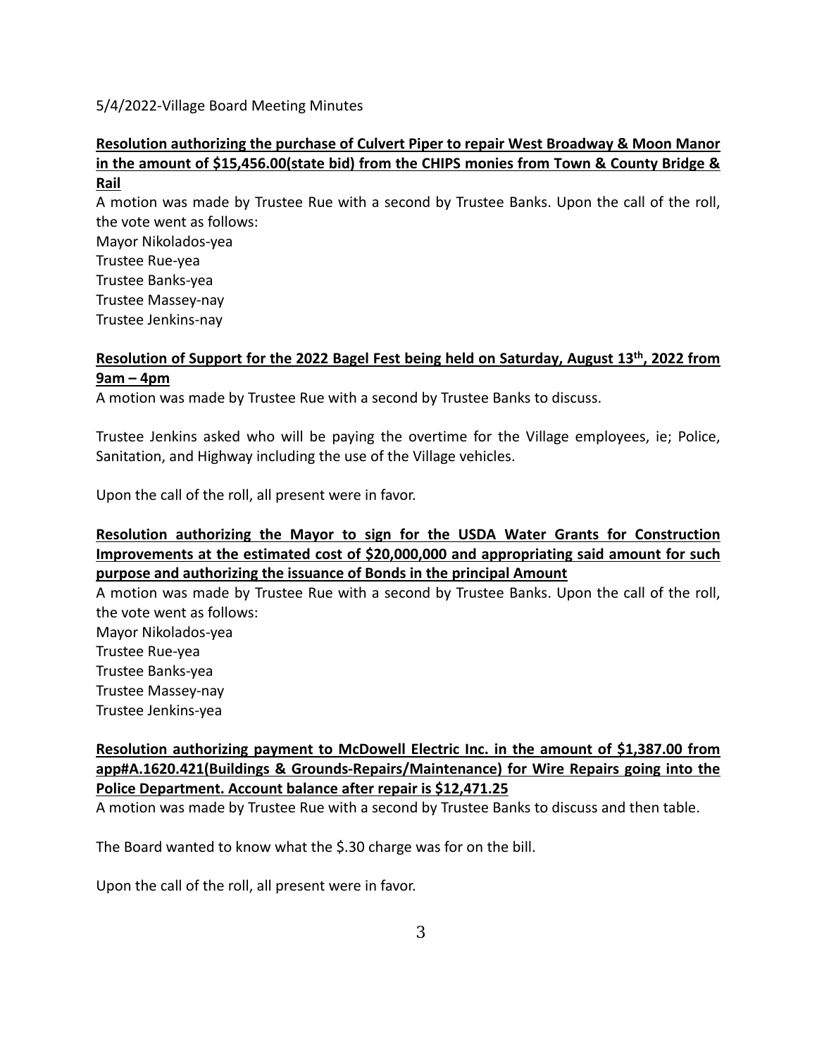5/4/2022-Village Board Meeting Minutes

**<u>Resolution authorizing the purchase of Culvert Piper to repair West Broadway & Moon Manor in the amount of $15,456.00(state bid) from the CHIPS monies from Town & County Bridge & Rail</u>**

A motion was made by Trustee Rue with a second by Trustee Banks. Upon the call of the roll, the vote went as follows:

Mayor Nikolados-yea
Trustee Rue-yea
Trustee Banks-yea
Trustee Massey-nay
Trustee Jenkins-nay

**<u>Resolution of Support for the 2022 Bagel Fest being held on Saturday, August 13th, 2022 from 9am – 4pm</u>**

A motion was made by Trustee Rue with a second by Trustee Banks to discuss.

Trustee Jenkins asked who will be paying the overtime for the Village employees, ie; Police, Sanitation, and Highway including the use of the Village vehicles.

Upon the call of the roll, all present were in favor.

**<u>Resolution authorizing the Mayor to sign for the USDA Water Grants for Construction Improvements at the estimated cost of $20,000,000 and appropriating said amount for such purpose and authorizing the issuance of Bonds in the principal Amount</u>**

A motion was made by Trustee Rue with a second by Trustee Banks. Upon the call of the roll, the vote went as follows:

Mayor Nikolados-yea
Trustee Rue-yea
Trustee Banks-yea
Trustee Massey-nay
Trustee Jenkins-yea

**<u>Resolution authorizing payment to McDowell Electric Inc. in the amount of $1,387.00 from app#A.1620.421(Buildings & Grounds-Repairs/Maintenance) for Wire Repairs going into the Police Department. Account balance after repair is $12,471.25</u>**

A motion was made by Trustee Rue with a second by Trustee Banks to discuss and then table.

The Board wanted to know what the $.30 charge was for on the bill.

Upon the call of the roll, all present were in favor.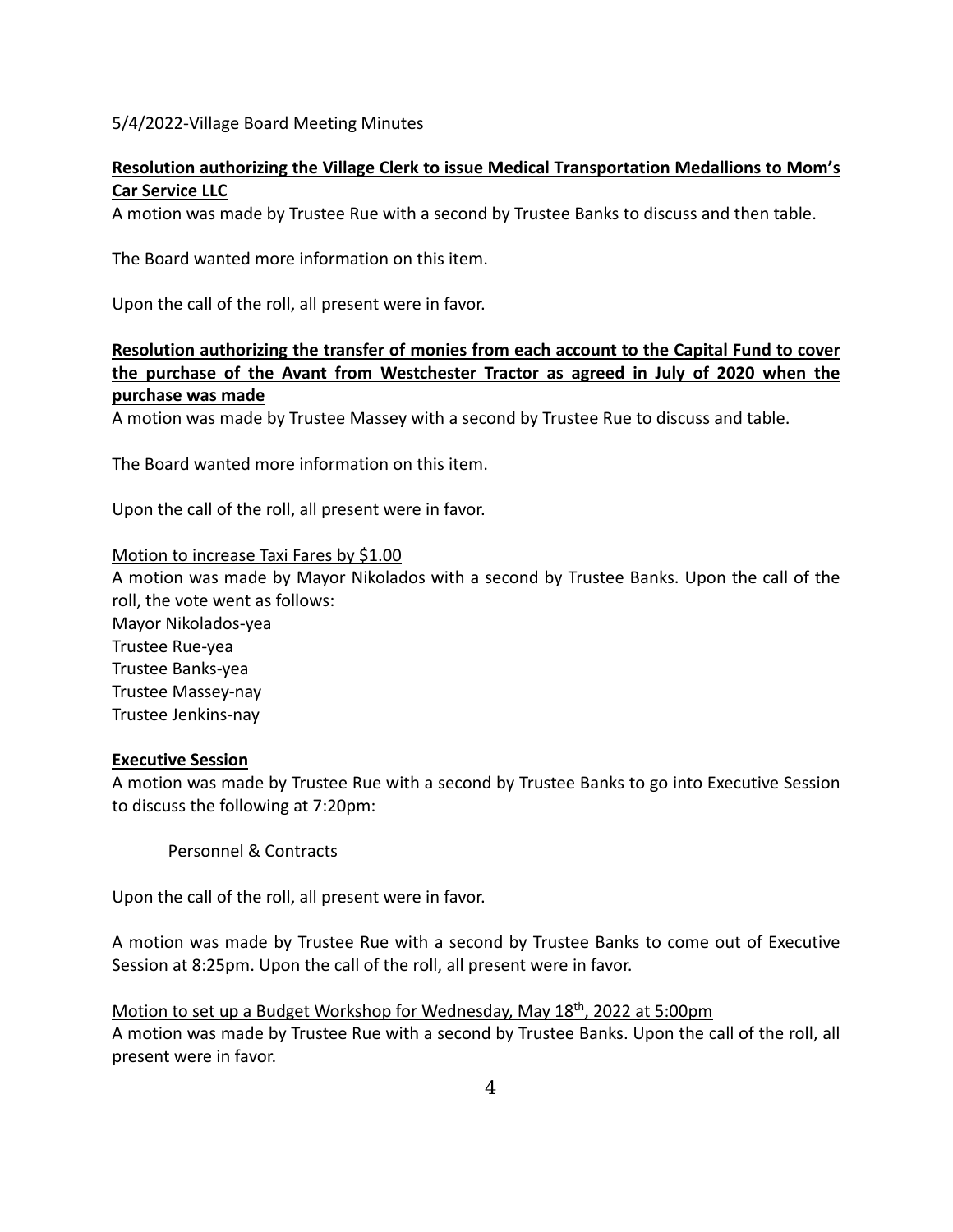5/4/2022-Village Board Meeting Minutes

**Resolution authorizing the Village Clerk to issue Medical Transportation Medallions to Mom's Car Service LLC**

A motion was made by Trustee Rue with a second by Trustee Banks to discuss and then table.

The Board wanted more information on this item.

Upon the call of the roll, all present were in favor.

**Resolution authorizing the transfer of monies from each account to the Capital Fund to cover the purchase of the Avant from Westchester Tractor as agreed in July of 2020 when the purchase was made**

A motion was made by Trustee Massey with a second by Trustee Rue to discuss and table.

The Board wanted more information on this item.

Upon the call of the roll, all present were in favor.

Motion to increase Taxi Fares by $1.00

A motion was made by Mayor Nikolados with a second by Trustee Banks. Upon the call of the roll, the vote went as follows:
Mayor Nikolados-yea
Trustee Rue-yea
Trustee Banks-yea
Trustee Massey-nay
Trustee Jenkins-nay

**Executive Session**

A motion was made by Trustee Rue with a second by Trustee Banks to go into Executive Session to discuss the following at 7:20pm:

Personnel & Contracts

Upon the call of the roll, all present were in favor.

A motion was made by Trustee Rue with a second by Trustee Banks to come out of Executive Session at 8:25pm. Upon the call of the roll, all present were in favor.

Motion to set up a Budget Workshop for Wednesday, May 18th, 2022 at 5:00pm

A motion was made by Trustee Rue with a second by Trustee Banks. Upon the call of the roll, all present were in favor.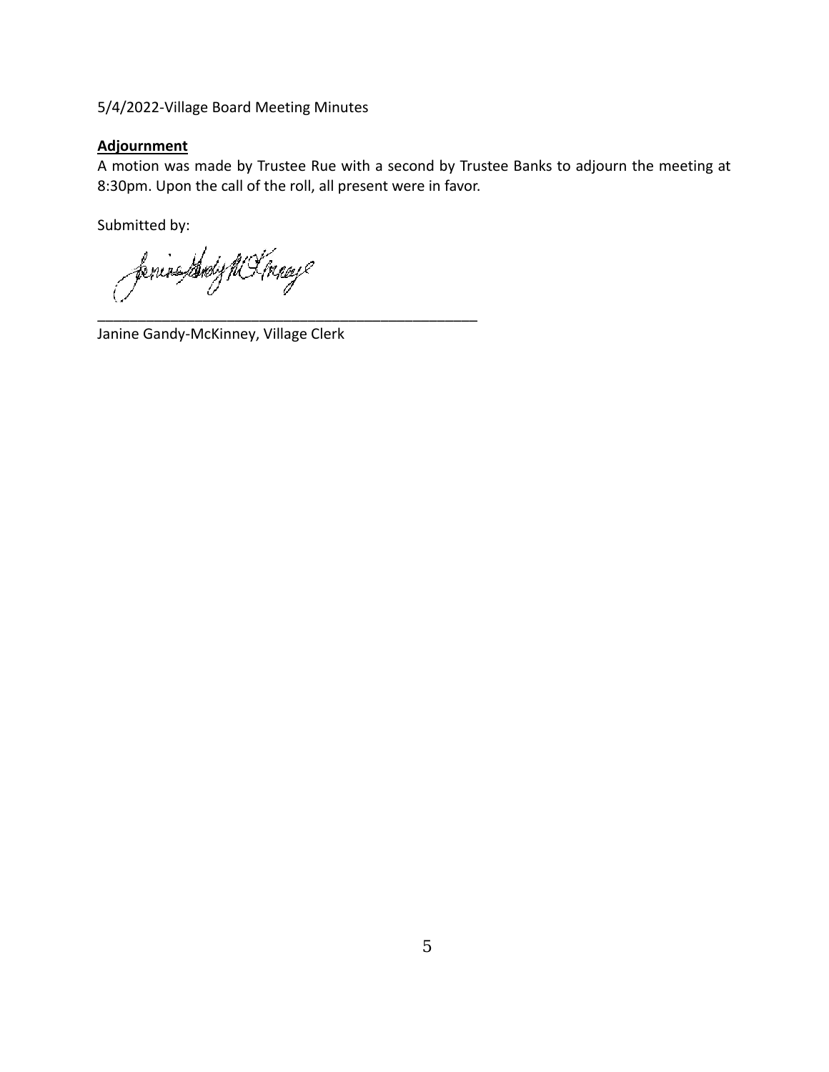5/4/2022-Village Board Meeting Minutes

**Adjournment**

A motion was made by Trustee Rue with a second by Trustee Banks to adjourn the meeting at 8:30pm. Upon the call of the roll, all present were in favor.

Submitted by:

\_\_\_\_\_\_\_\_\_\_\_\_\_\_\_\_\_\_\_\_\_\_\_\_\_\_\_\_\_\_\_\_\_\_\_\_\_\_\_\_\_\_\_\_\_\_

Janine Gandy-McKinney, Village Clerk